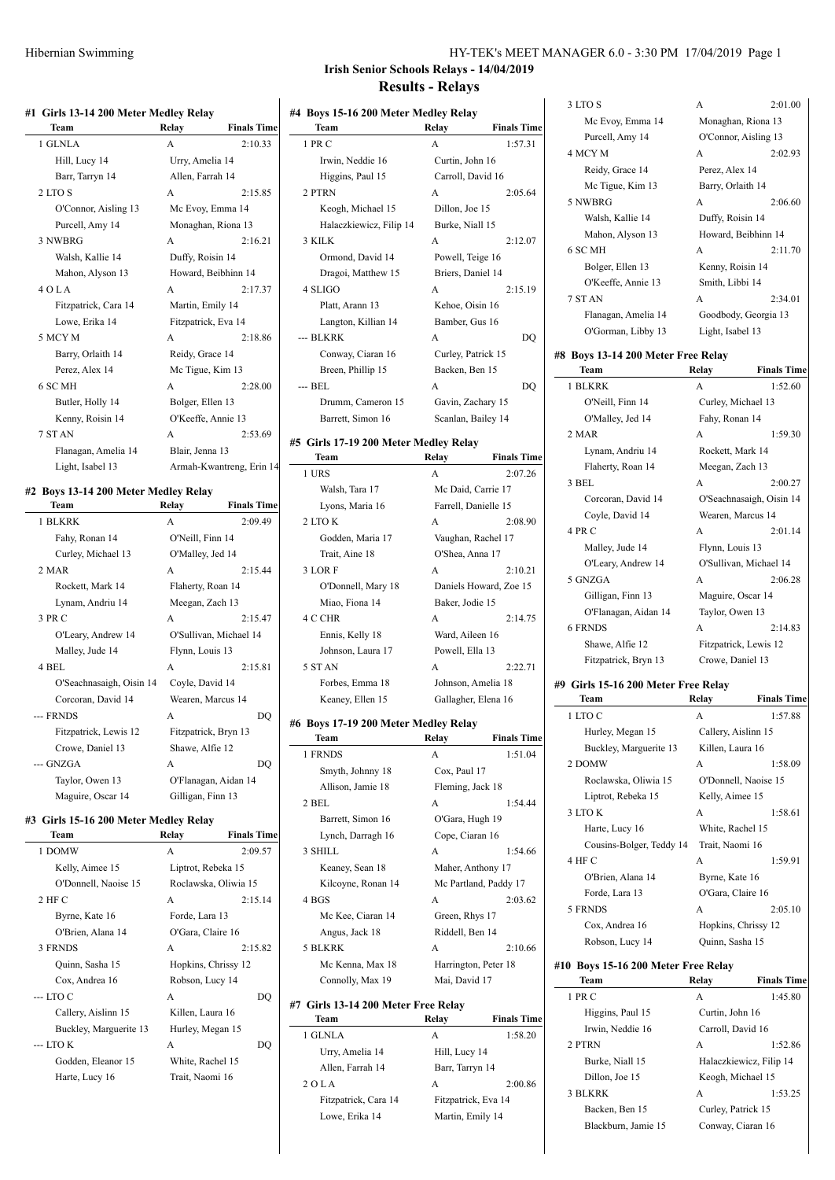# Irish Senior Schools Relays - 14/04/2019

## Results - Relays

### #1 Girls 13-14 200 Meter Medley Relay

| Team | Relay | Finals Time |
|---|---|---|
| 1 GLNLA | A | 2:10.33 |
| Hill, Lucy 14 | Urry, Amelia 14 | |
| Barr, Tarryn 14 | Allen, Farrah 14 | |
| 2 LTO S | A | 2:15.85 |
| O'Connor, Aisling 13 | Mc Evoy, Emma 14 | |
| Purcell, Amy 14 | Monaghan, Riona 13 | |
| 3 NWBRG | A | 2:16.21 |
| Walsh, Kallie 14 | Duffy, Roisin 14 | |
| Mahon, Alyson 13 | Howard, Beibhinn 14 | |
| 4 O L A | A | 2:17.37 |
| Fitzpatrick, Cara 14 | Martin, Emily 14 | |
| Lowe, Erika 14 | Fitzpatrick, Eva 14 | |
| 5 MCY M | A | 2:18.86 |
| Barry, Orlaith 14 | Reidy, Grace 14 | |
| Perez, Alex 14 | Mc Tigue, Kim 13 | |
| 6 SC MH | A | 2:28.00 |
| Butler, Holly 14 | Bolger, Ellen 13 | |
| Kenny, Roisin 14 | O'Keeffe, Annie 13 | |
| 7 ST AN | A | 2:53.69 |
| Flanagan, Amelia 14 | Blair, Jenna 13 | |
| Light, Isabel 13 | Armah-Kwantreng, Erin 14 | |

### #2 Boys 13-14 200 Meter Medley Relay

| Team | Relay | Finals Time |
|---|---|---|
| 1 BLKRK | A | 2:09.49 |
| Fahy, Ronan 14 | O'Neill, Finn 14 | |
| Curley, Michael 13 | O'Malley, Jed 14 | |
| 2 MAR | A | 2:15.44 |
| Rockett, Mark 14 | Flaherty, Roan 14 | |
| Lynam, Andriu 14 | Meegan, Zach 13 | |
| 3 PR C | A | 2:15.47 |
| O'Leary, Andrew 14 | O'Sullivan, Michael 14 | |
| Malley, Jude 14 | Flynn, Louis 13 | |
| 4 BEL | A | 2:15.81 |
| O'Seachnasaigh, Oisin 14 | Coyle, David 14 | |
| Corcoran, David 14 | Wearen, Marcus 14 | |
| --- FRNDS | A | DQ |
| Fitzpatrick, Lewis 12 | Fitzpatrick, Bryn 13 | |
| Crowe, Daniel 13 | Shawe, Alfie 12 | |
| --- GNZGA | A | DQ |
| Taylor, Owen 13 | O'Flanagan, Aidan 14 | |
| Maguire, Oscar 14 | Gilligan, Finn 13 | |

### #3 Girls 15-16 200 Meter Medley Relay

| Team | Relay | Finals Time |
|---|---|---|
| 1 DOMW | A | 2:09.57 |
| Kelly, Aimee 15 | Liptrot, Rebeka 15 | |
| O'Donnell, Naoise 15 | Roclawska, Oliwia 15 | |
| 2 HF C | A | 2:15.14 |
| Byrne, Kate 16 | Forde, Lara 13 | |
| O'Brien, Alana 14 | O'Gara, Claire 16 | |
| 3 FRNDS | A | 2:15.82 |
| Quinn, Sasha 15 | Hopkins, Chrissy 12 | |
| Cox, Andrea 16 | Robson, Lucy 14 | |
| --- LTO C | A | DQ |
| Callery, Aislinn 15 | Killen, Laura 16 | |
| Buckley, Marguerite 13 | Hurley, Megan 15 | |
| --- LTO K | A | DQ |
| Godden, Eleanor 15 | White, Rachel 15 | |
| Harte, Lucy 16 | Trait, Naomi 16 | |

### #4 Boys 15-16 200 Meter Medley Relay

| Team | Relay | Finals Time |
|---|---|---|
| 1 PR C | A | 1:57.31 |
| Irwin, Neddie 16 | Curtin, John 16 | |
| Higgins, Paul 15 | Carroll, David 16 | |
| 2 PTRN | A | 2:05.64 |
| Keogh, Michael 15 | Dillon, Joe 15 | |
| Halaczkiewicz, Filip 14 | Burke, Niall 15 | |
| 3 KILK | A | 2:12.07 |
| Ormond, David 14 | Powell, Teige 16 | |
| Dragoi, Matthew 15 | Briers, Daniel 14 | |
| 4 SLIGO | A | 2:15.19 |
| Platt, Arann 13 | Kehoe, Oisin 16 | |
| Langton, Killian 14 | Bamber, Gus 16 | |
| --- BLKRK | A | DQ |
| Conway, Ciaran 16 | Curley, Patrick 15 | |
| Breen, Phillip 15 | Backen, Ben 15 | |
| --- BEL | A | DQ |
| Drumm, Cameron 15 | Gavin, Zachary 15 | |
| Barrett, Simon 16 | Scanlan, Bailey 14 | |

### #5 Girls 17-19 200 Meter Medley Relay

| Team | Relay | Finals Time |
|---|---|---|
| 1 URS | A | 2:07.26 |
| Walsh, Tara 17 | Mc Daid, Carrie 17 | |
| Lyons, Maria 16 | Farrell, Danielle 15 | |
| 2 LTO K | A | 2:08.90 |
| Godden, Maria 17 | Vaughan, Rachel 17 | |
| Trait, Aine 18 | O'Shea, Anna 17 | |
| 3 LOR F | A | 2:10.21 |
| O'Donnell, Mary 18 | Daniels Howard, Zoe 15 | |
| Miao, Fiona 14 | Baker, Jodie 15 | |
| 4 C CHR | A | 2:14.75 |
| Ennis, Kelly 18 | Ward, Aileen 16 | |
| Johnson, Laura 17 | Powell, Ella 13 | |
| 5 ST AN | A | 2:22.71 |
| Forbes, Emma 18 | Johnson, Amelia 18 | |
| Keaney, Ellen 15 | Gallagher, Elena 16 | |

### #6 Boys 17-19 200 Meter Medley Relay

| Team | Relay | Finals Time |
|---|---|---|
| 1 FRNDS | A | 1:51.04 |
| Smyth, Johnny 18 | Cox, Paul 17 | |
| Allison, Jamie 18 | Fleming, Jack 18 | |
| 2 BEL | A | 1:54.44 |
| Barrett, Simon 16 | O'Gara, Hugh 19 | |
| Lynch, Darragh 16 | Cope, Ciaran 16 | |
| 3 SHILL | A | 1:54.66 |
| Keaney, Sean 18 | Maher, Anthony 17 | |
| Kilcoyne, Ronan 14 | Mc Partland, Paddy 17 | |
| 4 BGS | A | 2:03.62 |
| Mc Kee, Ciaran 14 | Green, Rhys 17 | |
| Angus, Jack 18 | Riddell, Ben 14 | |
| 5 BLKRK | A | 2:10.66 |
| Mc Kenna, Max 18 | Harrington, Peter 18 | |
| Connolly, Max 19 | Mai, David 17 | |

### #7 Girls 13-14 200 Meter Free Relay

| Team | Relay | Finals Time |
|---|---|---|
| 1 GLNLA | A | 1:58.20 |
| Urry, Amelia 14 | Hill, Lucy 14 | |
| Allen, Farrah 14 | Barr, Tarryn 14 | |
| 2 O L A | A | 2:00.86 |
| Fitzpatrick, Cara 14 | Fitzpatrick, Eva 14 | |
| Lowe, Erika 14 | Martin, Emily 14 | |
| 3 LTO S | A | 2:01.00 |
| Mc Evoy, Emma 14 | Monaghan, Riona 13 | |
| Purcell, Amy 14 | O'Connor, Aisling 13 | |
| 4 MCY M | A | 2:02.93 |
| Reidy, Grace 14 | Perez, Alex 14 | |
| Mc Tigue, Kim 13 | Barry, Orlaith 14 | |
| 5 NWBRG | A | 2:06.60 |
| Walsh, Kallie 14 | Duffy, Roisin 14 | |
| Mahon, Alyson 13 | Howard, Beibhinn 14 | |
| 6 SC MH | A | 2:11.70 |
| Bolger, Ellen 13 | Kenny, Roisin 14 | |
| O'Keeffe, Annie 13 | Smith, Libbi 14 | |
| 7 ST AN | A | 2:34.01 |
| Flanagan, Amelia 14 | Goodbody, Georgia 13 | |
| O'Gorman, Libby 13 | Light, Isabel 13 | |

### #8 Boys 13-14 200 Meter Free Relay

| Team | Relay | Finals Time |
|---|---|---|
| 1 BLKRK | A | 1:52.60 |
| O'Neill, Finn 14 | Curley, Michael 13 | |
| O'Malley, Jed 14 | Fahy, Ronan 14 | |
| 2 MAR | A | 1:59.30 |
| Lynam, Andriu 14 | Rockett, Mark 14 | |
| Flaherty, Roan 14 | Meegan, Zach 13 | |
| 3 BEL | A | 2:00.27 |
| Corcoran, David 14 | O'Seachnasaigh, Oisin 14 | |
| Coyle, David 14 | Wearen, Marcus 14 | |
| 4 PR C | A | 2:01.14 |
| Malley, Jude 14 | Flynn, Louis 13 | |
| O'Leary, Andrew 14 | O'Sullivan, Michael 14 | |
| 5 GNZGA | A | 2:06.28 |
| Gilligan, Finn 13 | Maguire, Oscar 14 | |
| O'Flanagan, Aidan 14 | Taylor, Owen 13 | |
| 6 FRNDS | A | 2:14.83 |
| Shawe, Alfie 12 | Fitzpatrick, Lewis 12 | |
| Fitzpatrick, Bryn 13 | Crowe, Daniel 13 | |

### #9 Girls 15-16 200 Meter Free Relay

| Team | Relay | Finals Time |
|---|---|---|
| 1 LTO C | A | 1:57.88 |
| Hurley, Megan 15 | Callery, Aislinn 15 | |
| Buckley, Marguerite 13 | Killen, Laura 16 | |
| 2 DOMW | A | 1:58.09 |
| Roclawska, Oliwia 15 | O'Donnell, Naoise 15 | |
| Liptrot, Rebeka 15 | Kelly, Aimee 15 | |
| 3 LTO K | A | 1:58.61 |
| Harte, Lucy 16 | White, Rachel 15 | |
| Cousins-Bolger, Teddy 14 | Trait, Naomi 16 | |
| 4 HF C | A | 1:59.91 |
| O'Brien, Alana 14 | Byrne, Kate 16 | |
| Forde, Lara 13 | O'Gara, Claire 16 | |
| 5 FRNDS | A | 2:05.10 |
| Cox, Andrea 16 | Hopkins, Chrissy 12 | |
| Robson, Lucy 14 | Quinn, Sasha 15 | |

### #10 Boys 15-16 200 Meter Free Relay

| Team | Relay | Finals Time |
|---|---|---|
| 1 PR C | A | 1:45.80 |
| Higgins, Paul 15 | Curtin, John 16 | |
| Irwin, Neddie 16 | Carroll, David 16 | |
| 2 PTRN | A | 1:52.86 |
| Burke, Niall 15 | Halaczkiewicz, Filip 14 | |
| Dillon, Joe 15 | Keogh, Michael 15 | |
| 3 BLKRK | A | 1:53.25 |
| Backen, Ben 15 | Curley, Patrick 15 | |
| Blackburn, Jamie 15 | Conway, Ciaran 16 | |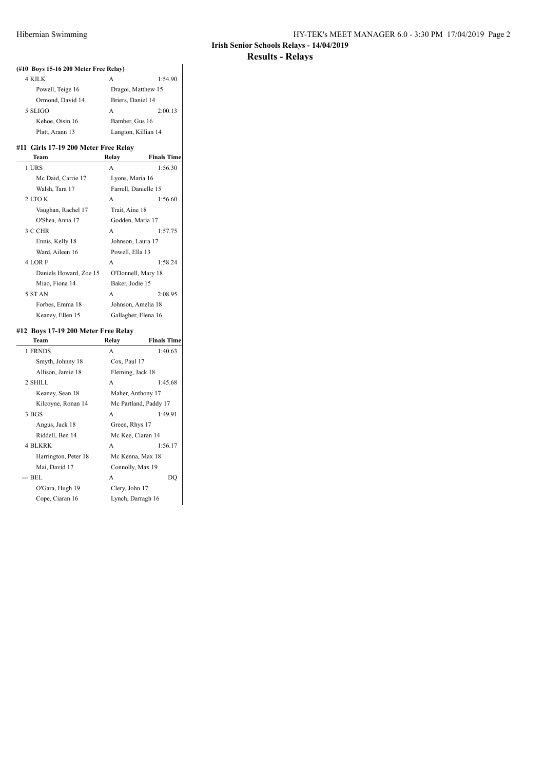# Irish Senior Schools Relays - 14/04/2019

## Results - Relays

**(#10 Boys 15-16 200 Meter Free Relay)**

| | | |
|---|---|---|
| 4 KILK | A | 1:54.90 |
| Powell, Teige 16 | Dragoi, Matthew 15 | |
| Ormond, David 14 | Briers, Daniel 14 | |
| 5 SLIGO | A | 2:00.13 |
| Kehoe, Oisin 16 | Bamber, Gus 16 | |
| Platt, Arann 13 | Langton, Killian 14 | |

**#11 Girls 17-19 200 Meter Free Relay**

| Team | Relay | Finals Time |
|---|---|---|
| 1 URS | A | 1:56.30 |
| Mc Daid, Carrie 17 | Lyons, Maria 16 | |
| Walsh, Tara 17 | Farrell, Danielle 15 | |
| 2 LTO K | A | 1:56.60 |
| Vaughan, Rachel 17 | Trait, Aine 18 | |
| O'Shea, Anna 17 | Godden, Maria 17 | |
| 3 C CHR | A | 1:57.75 |
| Ennis, Kelly 18 | Johnson, Laura 17 | |
| Ward, Aileen 16 | Powell, Ella 13 | |
| 4 LOR F | A | 1:58.24 |
| Daniels Howard, Zoe 15 | O'Donnell, Mary 18 | |
| Miao, Fiona 14 | Baker, Jodie 15 | |
| 5 ST AN | A | 2:08.95 |
| Forbes, Emma 18 | Johnson, Amelia 18 | |
| Keaney, Ellen 15 | Gallagher, Elena 16 | |

**#12 Boys 17-19 200 Meter Free Relay**

| Team | Relay | Finals Time |
|---|---|---|
| 1 FRNDS | A | 1:40.63 |
| Smyth, Johnny 18 | Cox, Paul 17 | |
| Allison, Jamie 18 | Fleming, Jack 18 | |
| 2 SHILL | A | 1:45.68 |
| Keaney, Sean 18 | Maher, Anthony 17 | |
| Kilcoyne, Ronan 14 | Mc Partland, Paddy 17 | |
| 3 BGS | A | 1:49.91 |
| Angus, Jack 18 | Green, Rhys 17 | |
| Riddell, Ben 14 | Mc Kee, Ciaran 14 | |
| 4 BLKRK | A | 1:56.17 |
| Harrington, Peter 18 | Mc Kenna, Max 18 | |
| Mai, David 17 | Connolly, Max 19 | |
| --- BEL | A | DQ |
| O'Gara, Hugh 19 | Clery, John 17 | |
| Cope, Ciaran 16 | Lynch, Darragh 16 | |